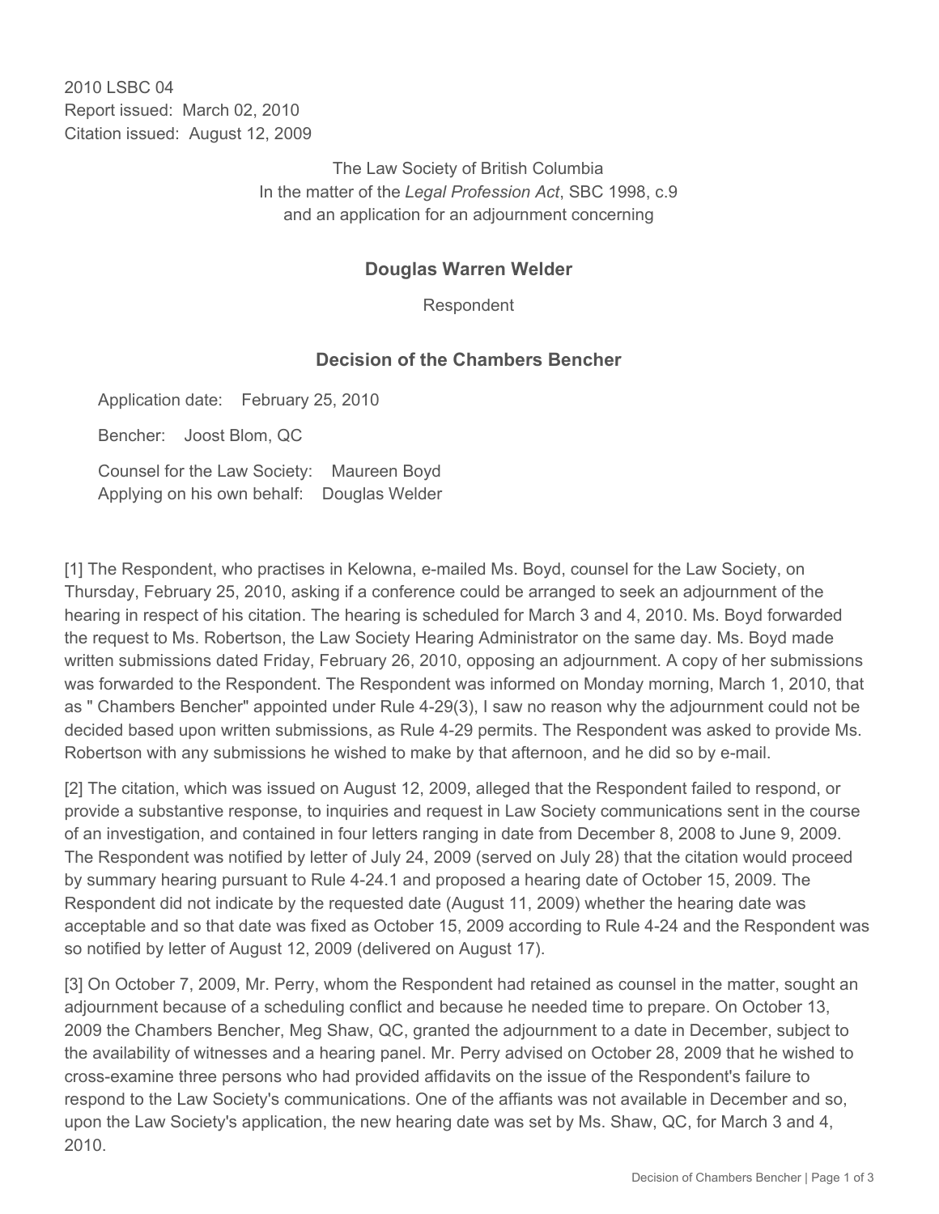2010 LSBC 04
Report issued: March 02, 2010
Citation issued: August 12, 2009

The Law Society of British Columbia
In the matter of the *Legal Profession Act*, SBC 1998, c.9
and an application for an adjournment concerning

## Douglas Warren Welder

Respondent

## Decision of the Chambers Bencher

Application date: February 25, 2010

Bencher: Joost Blom, QC

Counsel for the Law Society: Maureen Boyd
Applying on his own behalf: Douglas Welder

[1] The Respondent, who practises in Kelowna, e-mailed Ms. Boyd, counsel for the Law Society, on Thursday, February 25, 2010, asking if a conference could be arranged to seek an adjournment of the hearing in respect of his citation. The hearing is scheduled for March 3 and 4, 2010. Ms. Boyd forwarded the request to Ms. Robertson, the Law Society Hearing Administrator on the same day. Ms. Boyd made written submissions dated Friday, February 26, 2010, opposing an adjournment. A copy of her submissions was forwarded to the Respondent. The Respondent was informed on Monday morning, March 1, 2010, that as " Chambers Bencher" appointed under Rule 4-29(3), I saw no reason why the adjournment could not be decided based upon written submissions, as Rule 4-29 permits. The Respondent was asked to provide Ms. Robertson with any submissions he wished to make by that afternoon, and he did so by e-mail.

[2] The citation, which was issued on August 12, 2009, alleged that the Respondent failed to respond, or provide a substantive response, to inquiries and request in Law Society communications sent in the course of an investigation, and contained in four letters ranging in date from December 8, 2008 to June 9, 2009. The Respondent was notified by letter of July 24, 2009 (served on July 28) that the citation would proceed by summary hearing pursuant to Rule 4-24.1 and proposed a hearing date of October 15, 2009. The Respondent did not indicate by the requested date (August 11, 2009) whether the hearing date was acceptable and so that date was fixed as October 15, 2009 according to Rule 4-24 and the Respondent was so notified by letter of August 12, 2009 (delivered on August 17).

[3] On October 7, 2009, Mr. Perry, whom the Respondent had retained as counsel in the matter, sought an adjournment because of a scheduling conflict and because he needed time to prepare. On October 13, 2009 the Chambers Bencher, Meg Shaw, QC, granted the adjournment to a date in December, subject to the availability of witnesses and a hearing panel. Mr. Perry advised on October 28, 2009 that he wished to cross-examine three persons who had provided affidavits on the issue of the Respondent's failure to respond to the Law Society's communications. One of the affiants was not available in December and so, upon the Law Society's application, the new hearing date was set by Ms. Shaw, QC, for March 3 and 4, 2010.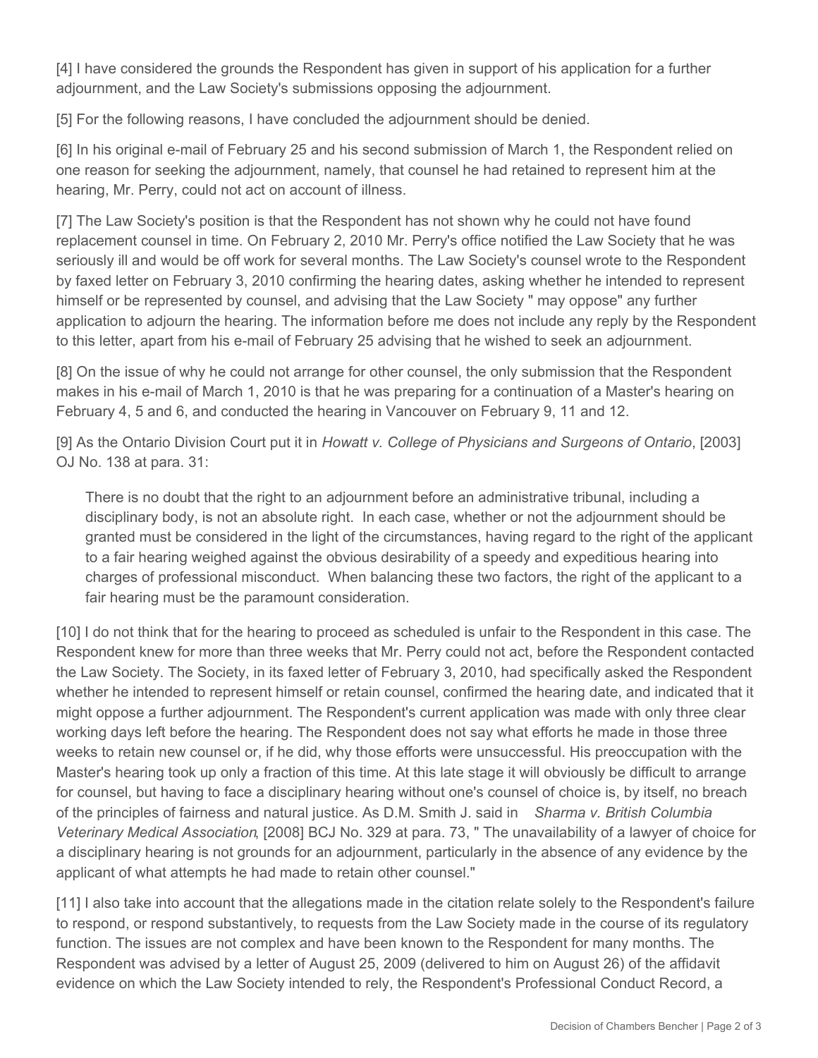[4] I have considered the grounds the Respondent has given in support of his application for a further adjournment, and the Law Society's submissions opposing the adjournment.

[5] For the following reasons, I have concluded the adjournment should be denied.

[6] In his original e-mail of February 25 and his second submission of March 1, the Respondent relied on one reason for seeking the adjournment, namely, that counsel he had retained to represent him at the hearing, Mr. Perry, could not act on account of illness.

[7] The Law Society's position is that the Respondent has not shown why he could not have found replacement counsel in time. On February 2, 2010 Mr. Perry's office notified the Law Society that he was seriously ill and would be off work for several months. The Law Society's counsel wrote to the Respondent by faxed letter on February 3, 2010 confirming the hearing dates, asking whether he intended to represent himself or be represented by counsel, and advising that the Law Society " may oppose" any further application to adjourn the hearing. The information before me does not include any reply by the Respondent to this letter, apart from his e-mail of February 25 advising that he wished to seek an adjournment.

[8] On the issue of why he could not arrange for other counsel, the only submission that the Respondent makes in his e-mail of March 1, 2010 is that he was preparing for a continuation of a Master's hearing on February 4, 5 and 6, and conducted the hearing in Vancouver on February 9, 11 and 12.

[9] As the Ontario Division Court put it in *Howatt v. College of Physicians and Surgeons of Ontario*, [2003] OJ No. 138 at para. 31:

> There is no doubt that the right to an adjournment before an administrative tribunal, including a disciplinary body, is not an absolute right. In each case, whether or not the adjournment should be granted must be considered in the light of the circumstances, having regard to the right of the applicant to a fair hearing weighed against the obvious desirability of a speedy and expeditious hearing into charges of professional misconduct. When balancing these two factors, the right of the applicant to a fair hearing must be the paramount consideration.

[10] I do not think that for the hearing to proceed as scheduled is unfair to the Respondent in this case. The Respondent knew for more than three weeks that Mr. Perry could not act, before the Respondent contacted the Law Society. The Society, in its faxed letter of February 3, 2010, had specifically asked the Respondent whether he intended to represent himself or retain counsel, confirmed the hearing date, and indicated that it might oppose a further adjournment. The Respondent's current application was made with only three clear working days left before the hearing. The Respondent does not say what efforts he made in those three weeks to retain new counsel or, if he did, why those efforts were unsuccessful. His preoccupation with the Master's hearing took up only a fraction of this time. At this late stage it will obviously be difficult to arrange for counsel, but having to face a disciplinary hearing without one's counsel of choice is, by itself, no breach of the principles of fairness and natural justice. As D.M. Smith J. said in *Sharma v. British Columbia Veterinary Medical Association*, [2008] BCJ No. 329 at para. 73, " The unavailability of a lawyer of choice for a disciplinary hearing is not grounds for an adjournment, particularly in the absence of any evidence by the applicant of what attempts he had made to retain other counsel."

[11] I also take into account that the allegations made in the citation relate solely to the Respondent's failure to respond, or respond substantively, to requests from the Law Society made in the course of its regulatory function. The issues are not complex and have been known to the Respondent for many months. The Respondent was advised by a letter of August 25, 2009 (delivered to him on August 26) of the affidavit evidence on which the Law Society intended to rely, the Respondent's Professional Conduct Record, a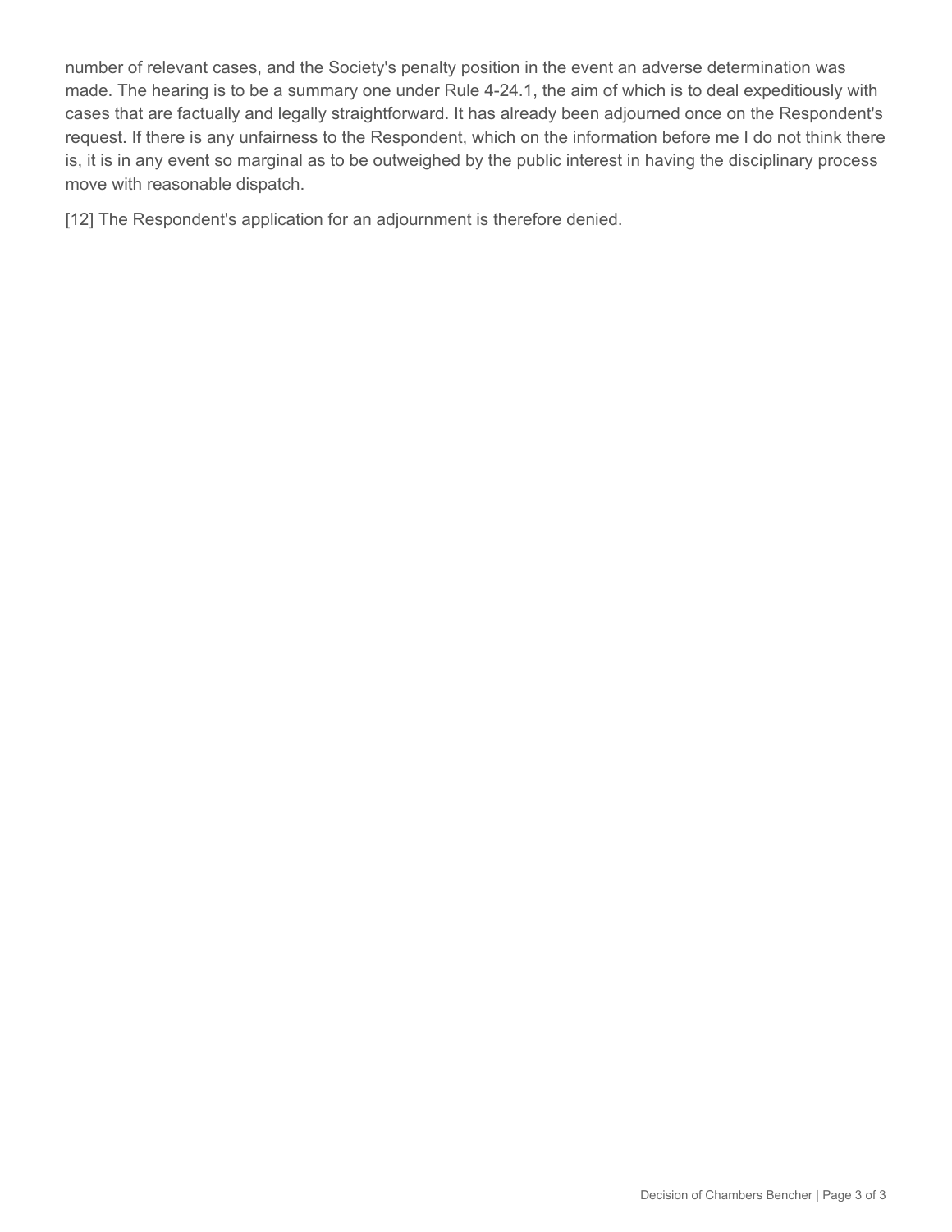number of relevant cases, and the Society's penalty position in the event an adverse determination was made. The hearing is to be a summary one under Rule 4-24.1, the aim of which is to deal expeditiously with cases that are factually and legally straightforward. It has already been adjourned once on the Respondent's request. If there is any unfairness to the Respondent, which on the information before me I do not think there is, it is in any event so marginal as to be outweighed by the public interest in having the disciplinary process move with reasonable dispatch.

[12] The Respondent's application for an adjournment is therefore denied.